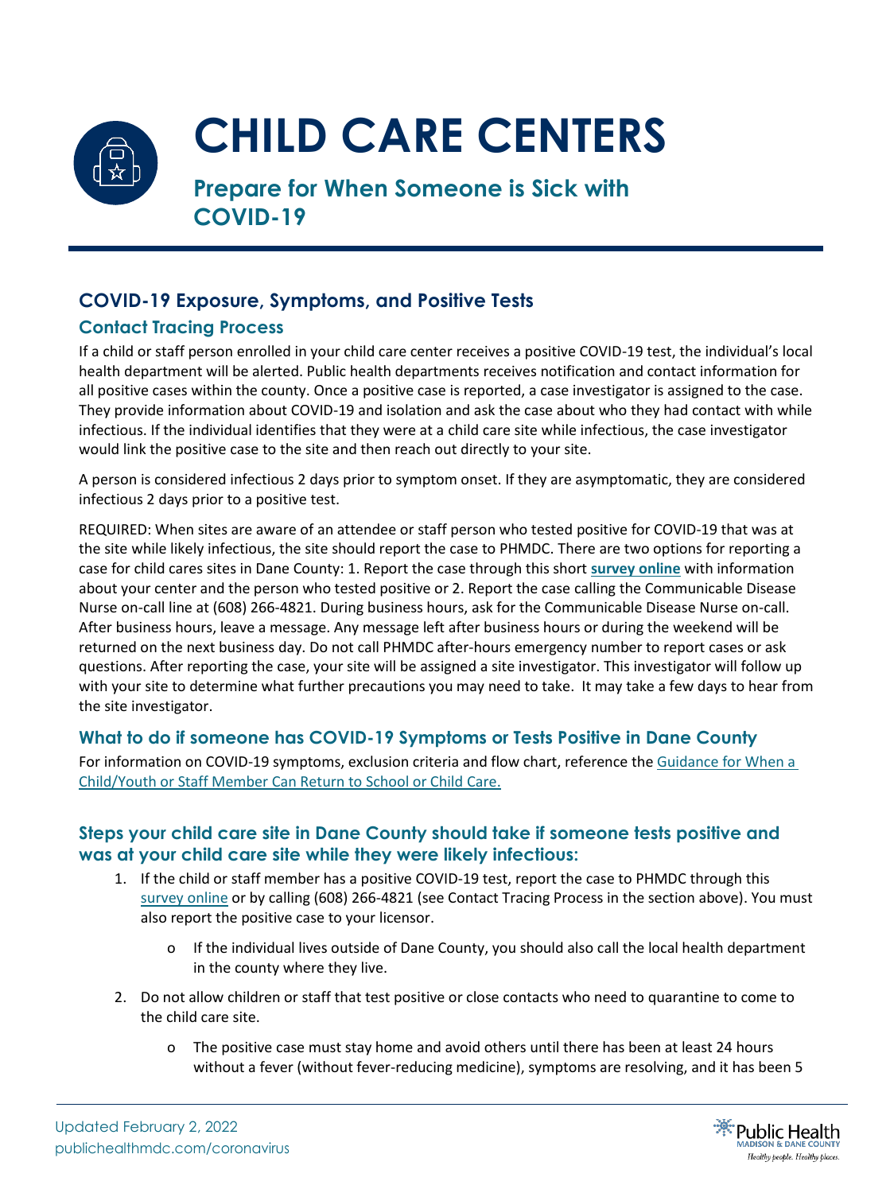# CHILD CARE CENTERS

## Prepare for When Someone is Sick with COVID-19

### COVID-19 Exposure, Symptoms, and Positive Tests

#### Contact Tracing Process

If a child or staff person enrolled in your child care center receives a positive COVID-19 test, the individual's local health department will be alerted. Public health departments receives notification and contact information for all positive cases within the county. Once a positive case is reported, a case investigator is assigned to the case. They provide information about COVID-19 and isolation and ask the case about who they had contact with while infectious. If the individual identifies that they were at a child care site while infectious, the case investigator would link the positive case to the site and then reach out directly to your site.

A person is considered infectious 2 days prior to symptom onset. If they are asymptomatic, they are considered infectious 2 days prior to a positive test.

REQUIRED: When sites are aware of an attendee or staff person who tested positive for COVID-19 that was at the site while likely infectious, the site should report the case to PHMDC. There are two options for reporting a case for child cares sites in Dane County: 1. Report the case through this short **survey online** with information about your center and the person who tested positive or 2. Report the case calling the Communicable Disease Nurse on-call line at (608) 266-4821. During business hours, ask for the Communicable Disease Nurse on-call. After business hours, leave a message. Any message left after business hours or during the weekend will be returned on the next business day. Do not call PHMDC after-hours emergency number to report cases or ask questions. After reporting the case, your site will be assigned a site investigator. This investigator will follow up with your site to determine what further precautions you may need to take. It may take a few days to hear from the site investigator.

#### What to do if someone has COVID-19 Symptoms or Tests Positive in Dane County

For information on COVID-19 symptoms, exclusion criteria and flow chart, reference the Guidance for When a Child/Youth or Staff Member Can Return to School or Child Care.

#### Steps your child care site in Dane County should take if someone tests positive and was at your child care site while they were likely infectious:

1. If the child or staff member has a positive COVID-19 test, report the case to PHMDC through this survey online or by calling (608) 266-4821 (see Contact Tracing Process in the section above). You must also report the positive case to your licensor.
   - If the individual lives outside of Dane County, you should also call the local health department in the county where they live.
2. Do not allow children or staff that test positive or close contacts who need to quarantine to come to the child care site.
   - The positive case must stay home and avoid others until there has been at least 24 hours without a fever (without fever-reducing medicine), symptoms are resolving, and it has been 5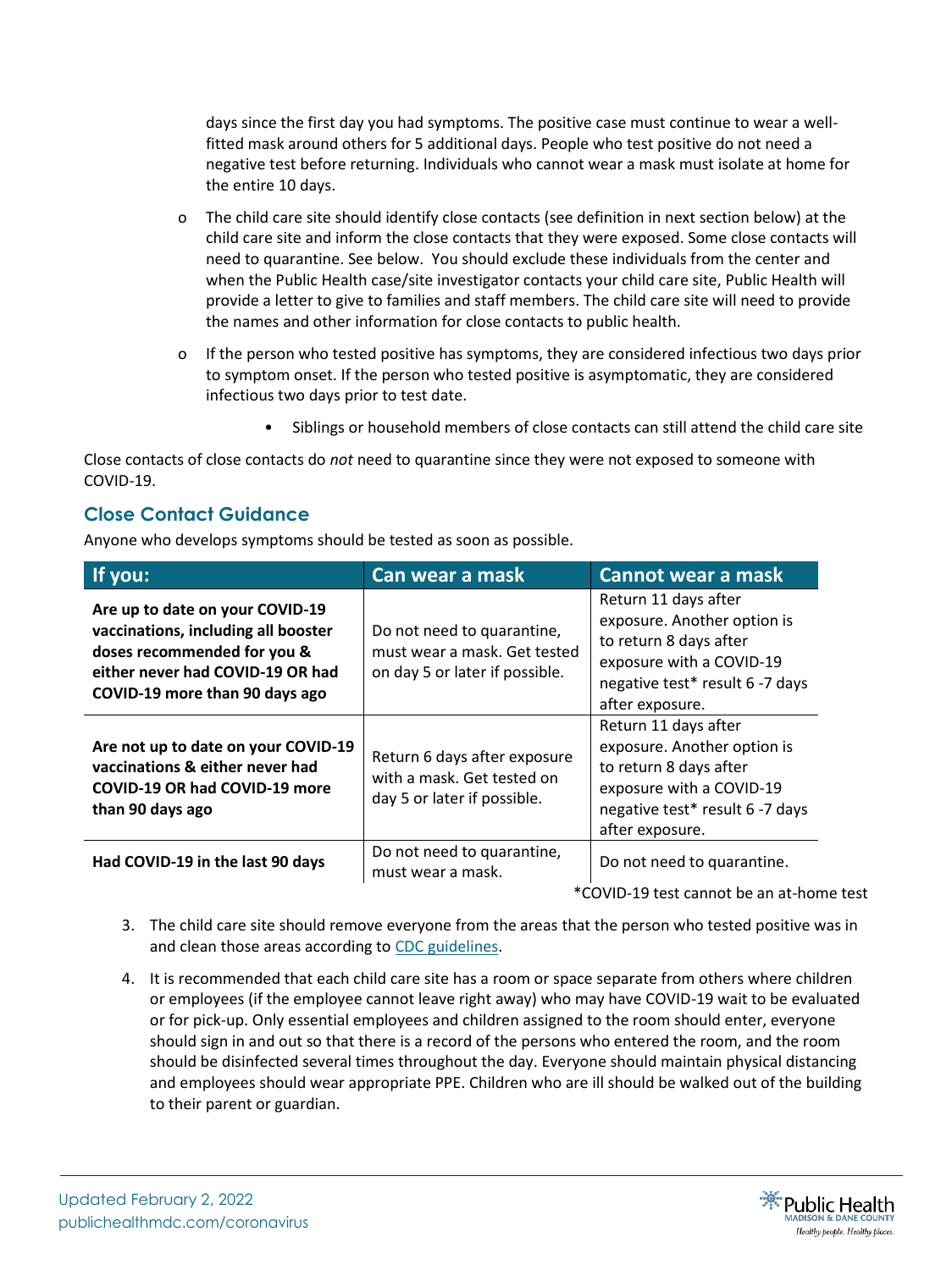days since the first day you had symptoms. The positive case must continue to wear a well-fitted mask around others for 5 additional days. People who test positive do not need a negative test before returning. Individuals who cannot wear a mask must isolate at home for the entire 10 days.

- The child care site should identify close contacts (see definition in next section below) at the child care site and inform the close contacts that they were exposed. Some close contacts will need to quarantine. See below. You should exclude these individuals from the center and when the Public Health case/site investigator contacts your child care site, Public Health will provide a letter to give to families and staff members. The child care site will need to provide the names and other information for close contacts to public health.
- If the person who tested positive has symptoms, they are considered infectious two days prior to symptom onset. If the person who tested positive is asymptomatic, they are considered infectious two days prior to test date.
    - Siblings or household members of close contacts can still attend the child care site

Close contacts of close contacts do *not* need to quarantine since they were not exposed to someone with COVID-19.

## Close Contact Guidance

Anyone who develops symptoms should be tested as soon as possible.

| If you: | Can wear a mask | Cannot wear a mask |
|---|---|---|
| **Are up to date on your COVID-19 vaccinations, including all booster doses recommended for you & either never had COVID-19 OR had COVID-19 more than 90 days ago** | Do not need to quarantine, must wear a mask. Get tested on day 5 or later if possible. | Return 11 days after exposure. Another option is to return 8 days after exposure with a COVID-19 negative test* result 6 -7 days after exposure. |
| **Are not up to date on your COVID-19 vaccinations & either never had COVID-19 OR had COVID-19 more than 90 days ago** | Return 6 days after exposure with a mask. Get tested on day 5 or later if possible. | Return 11 days after exposure. Another option is to return 8 days after exposure with a COVID-19 negative test* result 6 -7 days after exposure. |
| **Had COVID-19 in the last 90 days** | Do not need to quarantine, must wear a mask. | Do not need to quarantine. |

*COVID-19 test cannot be an at-home test

3. The child care site should remove everyone from the areas that the person who tested positive was in and clean those areas according to CDC guidelines.
4. It is recommended that each child care site has a room or space separate from others where children or employees (if the employee cannot leave right away) who may have COVID-19 wait to be evaluated or for pick-up. Only essential employees and children assigned to the room should enter, everyone should sign in and out so that there is a record of the persons who entered the room, and the room should be disinfected several times throughout the day. Everyone should maintain physical distancing and employees should wear appropriate PPE. Children who are ill should be walked out of the building to their parent or guardian.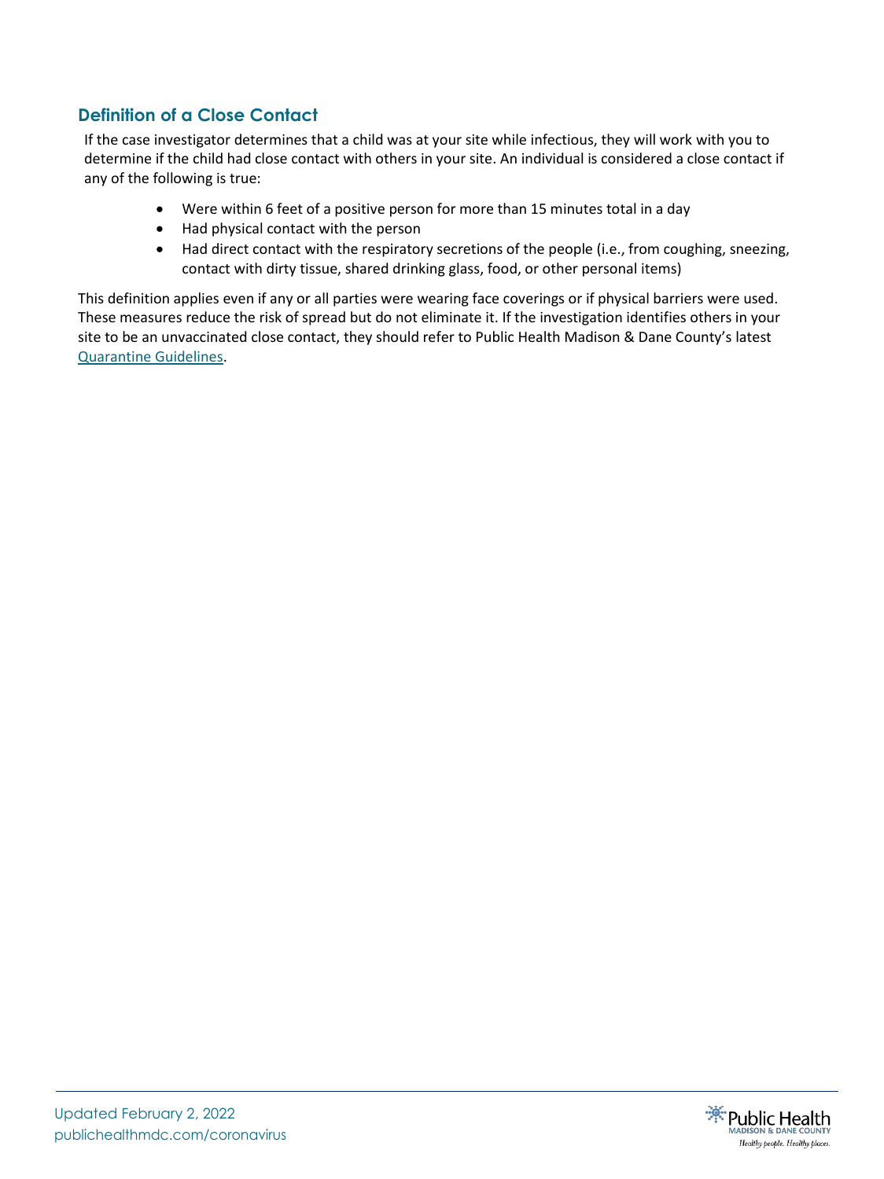## Definition of a Close Contact

If the case investigator determines that a child was at your site while infectious, they will work with you to determine if the child had close contact with others in your site. An individual is considered a close contact if any of the following is true:

- Were within 6 feet of a positive person for more than 15 minutes total in a day
- Had physical contact with the person
- Had direct contact with the respiratory secretions of the people (i.e., from coughing, sneezing, contact with dirty tissue, shared drinking glass, food, or other personal items)

This definition applies even if any or all parties were wearing face coverings or if physical barriers were used. These measures reduce the risk of spread but do not eliminate it. If the investigation identifies others in your site to be an unvaccinated close contact, they should refer to Public Health Madison & Dane County's latest Quarantine Guidelines.